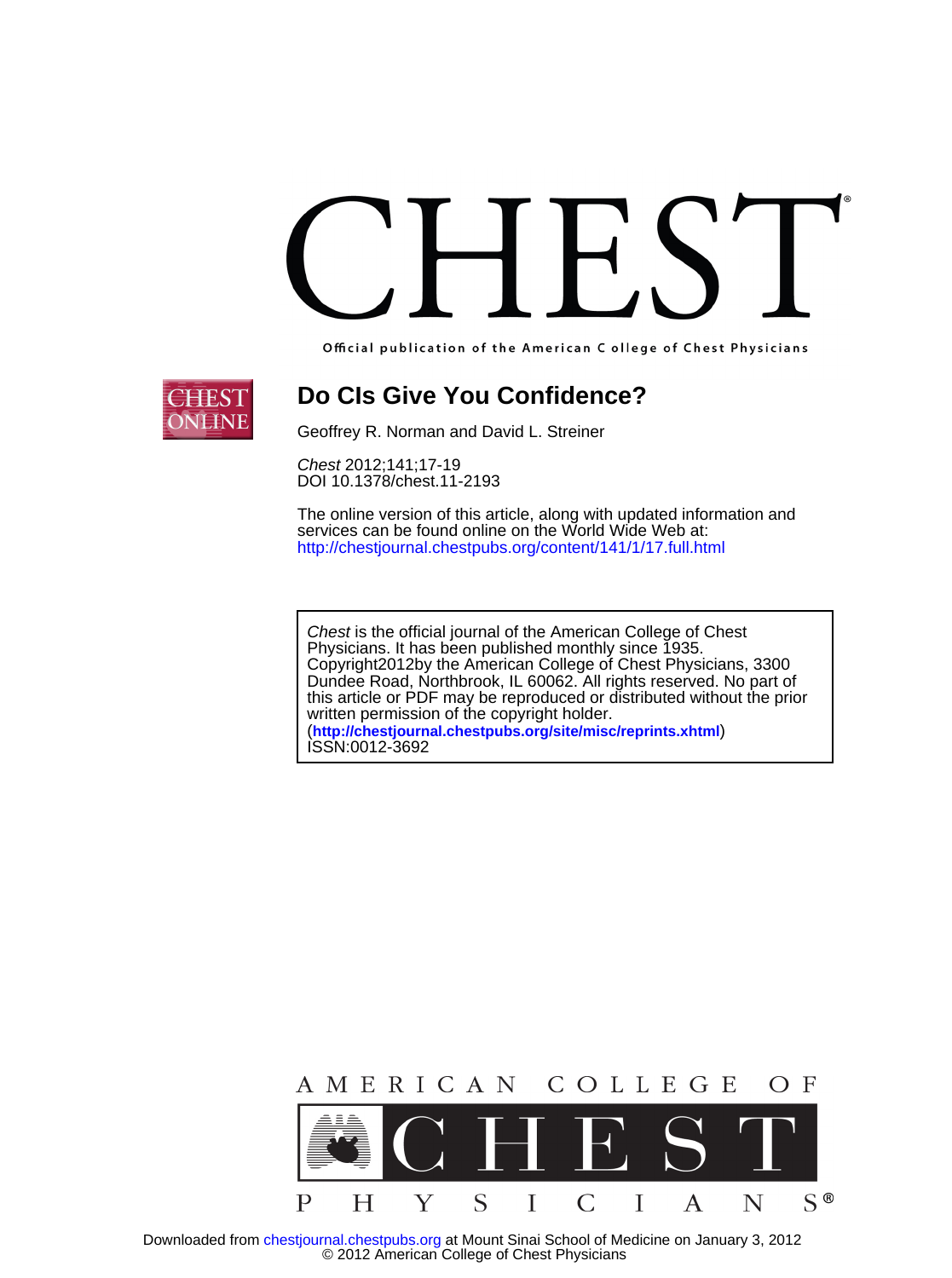# CHEST

Official publication of the American College of Chest Physicians

## Do CIs Give You Confidence?

Geoffrey R. Norman and David L. Streiner

*Chest* 2012;141;17-19
DOI 10.1378/chest.11-2193

The online version of this article, along with updated information and services can be found online on the World Wide Web at:
http://chestjournal.chestpubs.org/content/141/1/17.full.html

*Chest* is the official journal of the American College of Chest Physicians. It has been published monthly since 1935. Copyright2012by the American College of Chest Physicians, 3300 Dundee Road, Northbrook, IL 60062. All rights reserved. No part of this article or PDF may be reproduced or distributed without the prior written permission of the copyright holder.
(**http://chestjournal.chestpubs.org/site/misc/reprints.xhtml**)
ISSN:0012-3692

AMERICAN COLLEGE OF CHEST PHYSICIANS®

Downloaded from chestjournal.chestpubs.org at Mount Sinai School of Medicine on January 3, 2012
© 2012 American College of Chest Physicians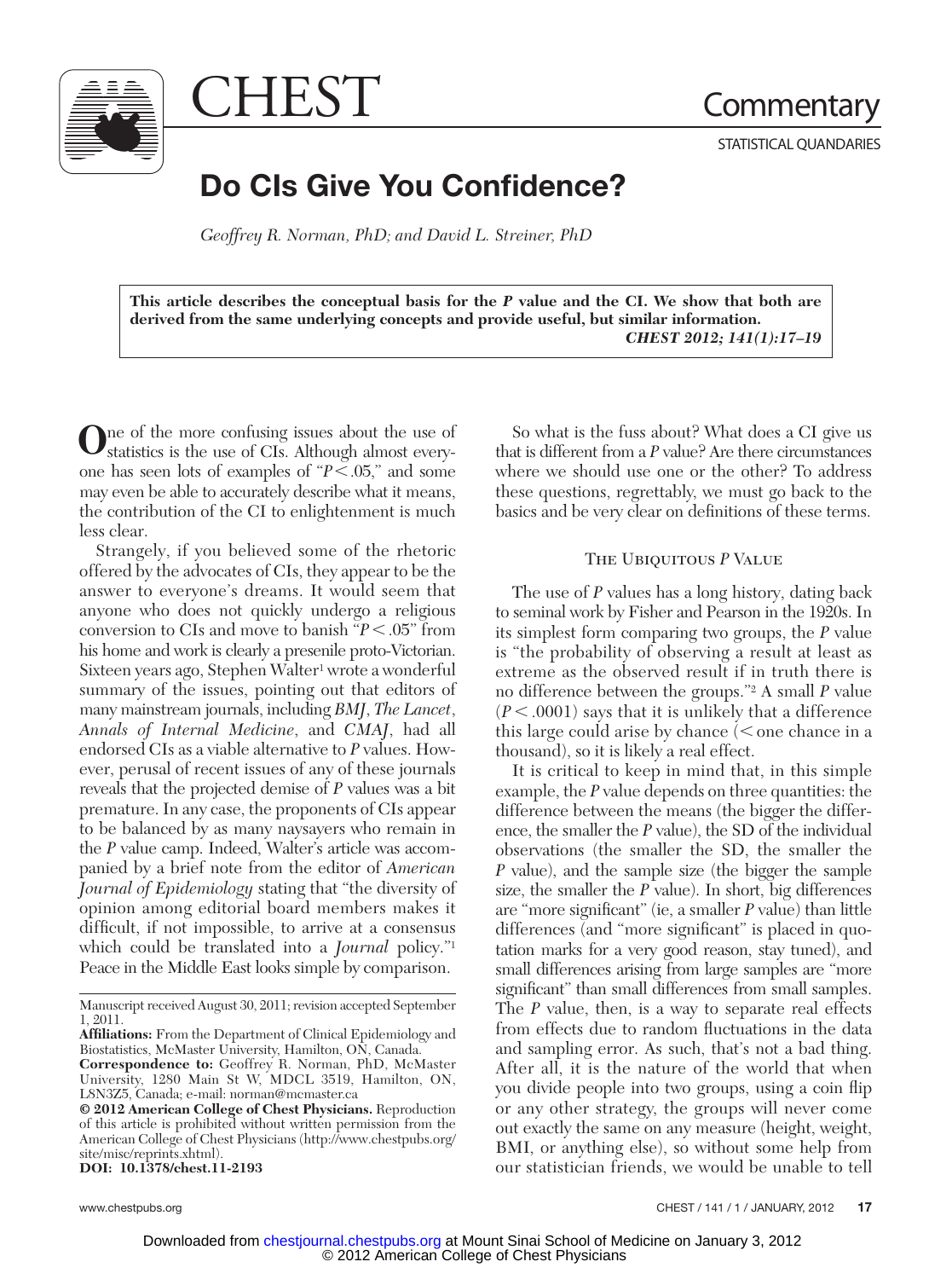# Do CIs Give You Confidence?

*Geoffrey R. Norman, PhD; and David L. Streiner, PhD*

**This article describes the conceptual basis for the *P* value and the CI. We show that both are derived from the same underlying concepts and provide useful, but similar information.**
***CHEST 2012; 141(1):17–19***

One of the more confusing issues about the use of statistics is the use of CIs. Although almost everyone has seen lots of examples of "$P < .05$," and some may even be able to accurately describe what it means, the contribution of the CI to enlightenment is much less clear.

Strangely, if you believed some of the rhetoric offered by the advocates of CIs, they appear to be the answer to everyone's dreams. It would seem that anyone who does not quickly undergo a religious conversion to CIs and move to banish "$P < .05$" from his home and work is clearly a presenile proto-Victorian. Sixteen years ago, Stephen Walter[1] wrote a wonderful summary of the issues, pointing out that editors of many mainstream journals, including *BMJ*, *The Lancet*, *Annals of Internal Medicine*, and *CMAJ*, had all endorsed CIs as a viable alternative to *P* values. However, perusal of recent issues of any of these journals reveals that the projected demise of *P* values was a bit premature. In any case, the proponents of CIs appear to be balanced by as many naysayers who remain in the *P* value camp. Indeed, Walter's article was accompanied by a brief note from the editor of *American Journal of Epidemiology* stating that "the diversity of opinion among editorial board members makes it difficult, if not impossible, to arrive at a consensus which could be translated into a *Journal* policy."[1] Peace in the Middle East looks simple by comparison.

So what is the fuss about? What does a CI give us that is different from a *P* value? Are there circumstances where we should use one or the other? To address these questions, regrettably, we must go back to the basics and be very clear on definitions of these terms.

## The Ubiquitous *P* Value

The use of *P* values has a long history, dating back to seminal work by Fisher and Pearson in the 1920s. In its simplest form comparing two groups, the *P* value is "the probability of observing a result at least as extreme as the observed result if in truth there is no difference between the groups."[2] A small *P* value ($P < .0001$) says that it is unlikely that a difference this large could arise by chance (< one chance in a thousand), so it is likely a real effect.

It is critical to keep in mind that, in this simple example, the *P* value depends on three quantities: the difference between the means (the bigger the difference, the smaller the *P* value), the SD of the individual observations (the smaller the SD, the smaller the *P* value), and the sample size (the bigger the sample size, the smaller the *P* value). In short, big differences are "more significant" (ie, a smaller *P* value) than little differences (and "more significant" is placed in quotation marks for a very good reason, stay tuned), and small differences arising from large samples are "more significant" than small differences from small samples. The *P* value, then, is a way to separate real effects from effects due to random fluctuations in the data and sampling error. As such, that's not a bad thing. After all, it is the nature of the world that when you divide people into two groups, using a coin flip or any other strategy, the groups will never come out exactly the same on any measure (height, weight, BMI, or anything else), so without some help from our statistician friends, we would be unable to tell

---

Manuscript received August 30, 2011; revision accepted September 1, 2011.

**Affiliations:** From the Department of Clinical Epidemiology and Biostatistics, McMaster University, Hamilton, ON, Canada.

**Correspondence to:** Geoffrey R. Norman, PhD, McMaster University, 1280 Main St W, MDCL 3519, Hamilton, ON, L8N3Z5, Canada; e-mail: norman@mcmaster.ca

**© 2012 American College of Chest Physicians.** Reproduction of this article is prohibited without written permission from the American College of Chest Physicians (http://www.chestpubs.org/site/misc/reprints.xhtml).

**DOI: 10.1378/chest.11-2193**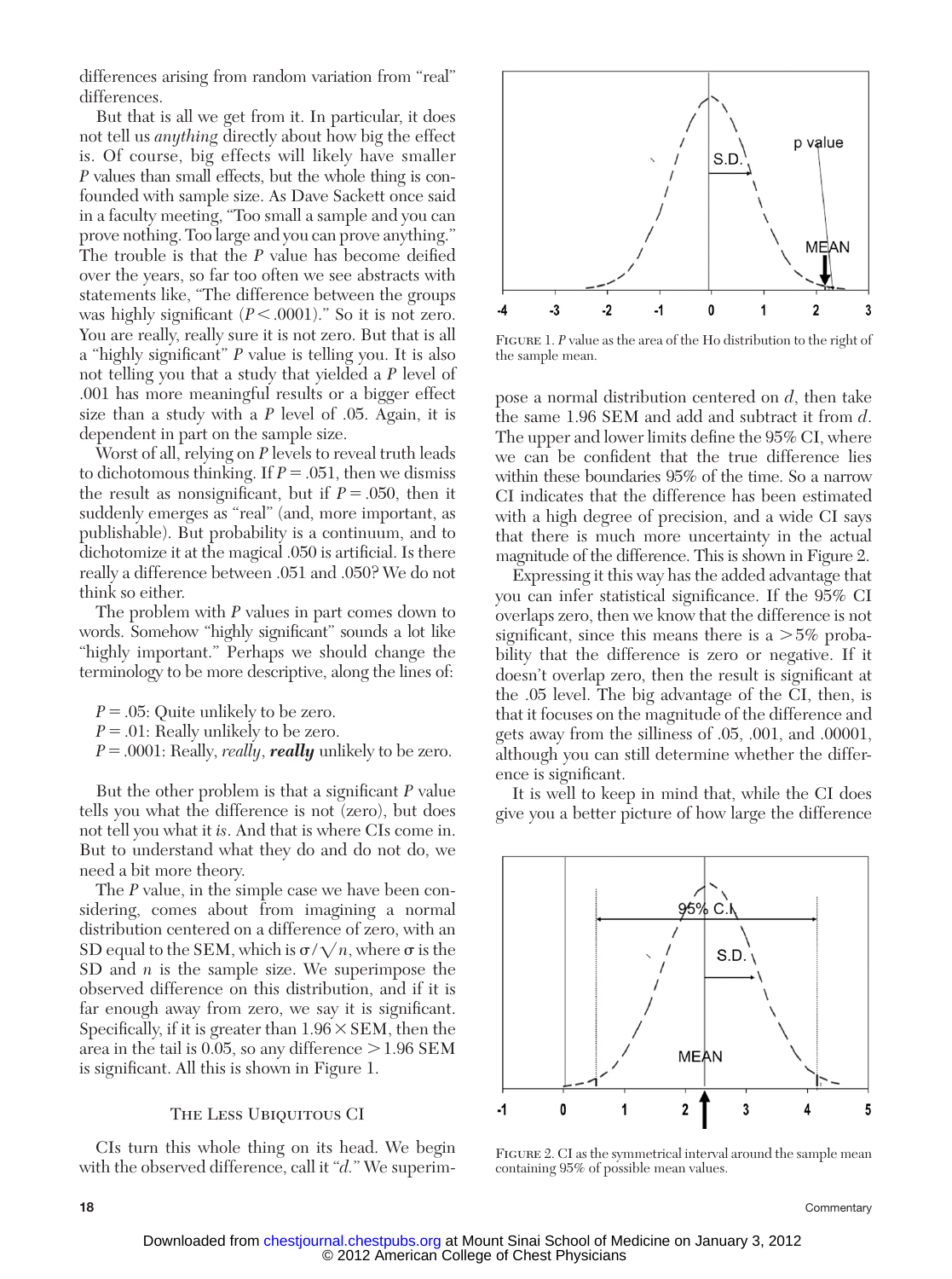differences arising from random variation from "real" differences.

But that is all we get from it. In particular, it does not tell us *anything* directly about how big the effect is. Of course, big effects will likely have smaller *P* values than small effects, but the whole thing is confounded with sample size. As Dave Sackett once said in a faculty meeting, "Too small a sample and you can prove nothing. Too large and you can prove anything." The trouble is that the *P* value has become deified over the years, so far too often we see abstracts with statements like, "The difference between the groups was highly significant ($P < .0001$)." So it is not zero. You are really, really sure it is not zero. But that is all a "highly significant" *P* value is telling you. It is also not telling you that a study that yielded a *P* level of .001 has more meaningful results or a bigger effect size than a study with a *P* level of .05. Again, it is dependent in part on the sample size.

Worst of all, relying on *P* levels to reveal truth leads to dichotomous thinking. If $P = .051$, then we dismiss the result as nonsignificant, but if $P = .050$, then it suddenly emerges as "real" (and, more important, as publishable). But probability is a continuum, and to dichotomize it at the magical .050 is artificial. Is there really a difference between .051 and .050? We do not think so either.

The problem with *P* values in part comes down to words. Somehow "highly significant" sounds a lot like "highly important." Perhaps we should change the terminology to be more descriptive, along the lines of:

$P = .05$: Quite unlikely to be zero.
$P = .01$: Really unlikely to be zero.
$P = .0001$: Really, *really*, ***really*** unlikely to be zero.

But the other problem is that a significant *P* value tells you what the difference is not (zero), but does not tell you what it *is*. And that is where CIs come in. But to understand what they do and do not do, we need a bit more theory.

The *P* value, in the simple case we have been considering, comes about from imagining a normal distribution centered on a difference of zero, with an SD equal to the SEM, which is $\sigma/\sqrt{n}$, where $\sigma$ is the SD and $n$ is the sample size. We superimpose the observed difference on this distribution, and if it is far enough away from zero, we say it is significant. Specifically, if it is greater than $1.96 \times$ SEM, then the area in the tail is 0.05, so any difference $> 1.96$ SEM is significant. All this is shown in Figure 1.

FIGURE 1. *P* value as the area of the Ho distribution to the right of the sample mean.

## The Less Ubiquitous CI

CIs turn this whole thing on its head. We begin with the observed difference, call it "*d*." We superimpose a normal distribution centered on *d*, then take the same 1.96 SEM and add and subtract it from *d*. The upper and lower limits define the 95% CI, where we can be confident that the true difference lies within these boundaries 95% of the time. So a narrow CI indicates that the difference has been estimated with a high degree of precision, and a wide CI says that there is much more uncertainty in the actual magnitude of the difference. This is shown in Figure 2.

Expressing it this way has the added advantage that you can infer statistical significance. If the 95% CI overlaps zero, then we know that the difference is not significant, since this means there is a $>5\%$ probability that the difference is zero or negative. If it doesn't overlap zero, then the result is significant at the .05 level. The big advantage of the CI, then, is that it focuses on the magnitude of the difference and gets away from the silliness of .05, .001, and .00001, although you can still determine whether the difference is significant.

It is well to keep in mind that, while the CI does give you a better picture of how large the difference

FIGURE 2. CI as the symmetrical interval around the sample mean containing 95% of possible mean values.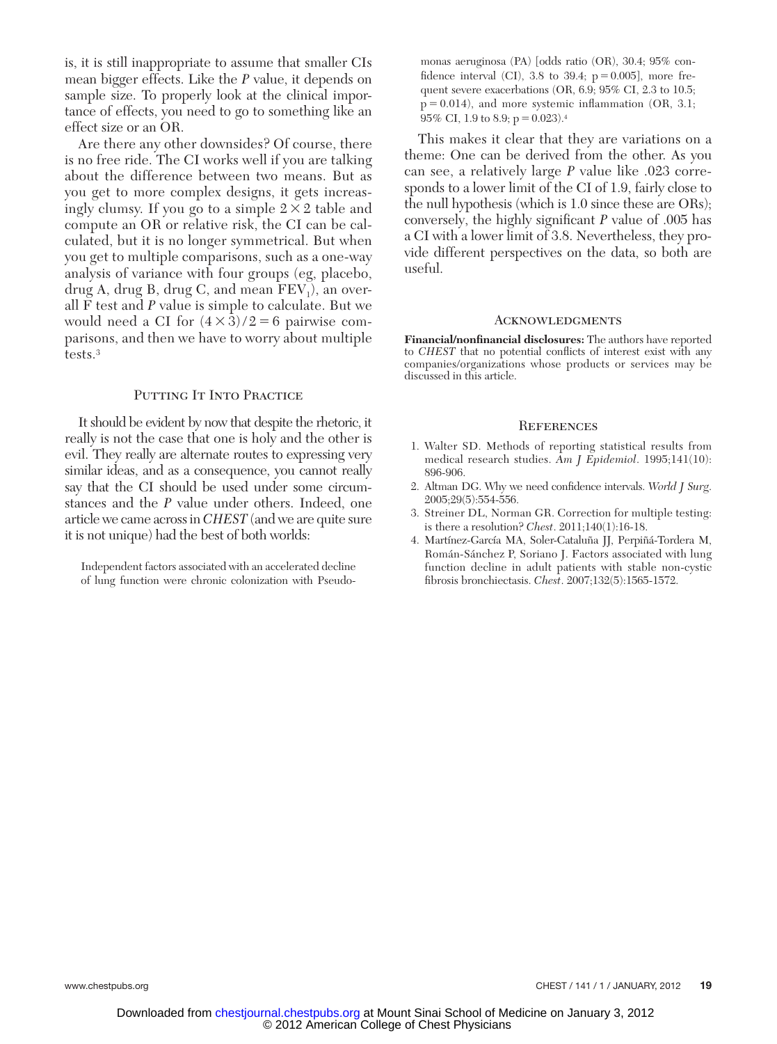is, it is still inappropriate to assume that smaller CIs mean bigger effects. Like the *P* value, it depends on sample size. To properly look at the clinical importance of effects, you need to go to something like an effect size or an OR.

Are there any other downsides? Of course, there is no free ride. The CI works well if you are talking about the difference between two means. But as you get to more complex designs, it gets increasingly clumsy. If you go to a simple $2 \times 2$ table and compute an OR or relative risk, the CI can be calculated, but it is no longer symmetrical. But when you get to multiple comparisons, such as a one-way analysis of variance with four groups (eg, placebo, drug A, drug B, drug C, and mean $FEV_1$), an overall F test and *P* value is simple to calculate. But we would need a CI for $(4 \times 3)/2 = 6$ pairwise comparisons, and then we have to worry about multiple tests.[3]

## Putting It Into Practice

It should be evident by now that despite the rhetoric, it really is not the case that one is holy and the other is evil. They really are alternate routes to expressing very similar ideas, and as a consequence, you cannot really say that the CI should be used under some circumstances and the *P* value under others. Indeed, one article we came across in *CHEST* (and we are quite sure it is not unique) had the best of both worlds:

> Independent factors associated with an accelerated decline of lung function were chronic colonization with Pseudomonas aeruginosa (PA) [odds ratio (OR), 30.4; 95% confidence interval (CI), 3.8 to 39.4; p = 0.005], more frequent severe exacerbations (OR, 6.9; 95% CI, 2.3 to 10.5; p = 0.014), and more systemic inflammation (OR, 3.1; 95% CI, 1.9 to 8.9; p = 0.023).[4]

This makes it clear that they are variations on a theme: One can be derived from the other. As you can see, a relatively large *P* value like .023 corresponds to a lower limit of the CI of 1.9, fairly close to the null hypothesis (which is 1.0 since these are ORs); conversely, the highly significant *P* value of .005 has a CI with a lower limit of 3.8. Nevertheless, they provide different perspectives on the data, so both are useful.

## Acknowledgments

**Financial/nonfinancial disclosures:** The authors have reported to *CHEST* that no potential conflicts of interest exist with any companies/organizations whose products or services may be discussed in this article.

## References

1. Walter SD. Methods of reporting statistical results from medical research studies. *Am J Epidemiol*. 1995;141(10):896-906.
2. Altman DG. Why we need confidence intervals. *World J Surg*. 2005;29(5):554-556.
3. Streiner DL, Norman GR. Correction for multiple testing: is there a resolution? *Chest*. 2011;140(1):16-18.
4. Martínez-García MA, Soler-Cataluña JJ, Perpiñá-Tordera M, Román-Sánchez P, Soriano J. Factors associated with lung function decline in adult patients with stable non-cystic fibrosis bronchiectasis. *Chest*. 2007;132(5):1565-1572.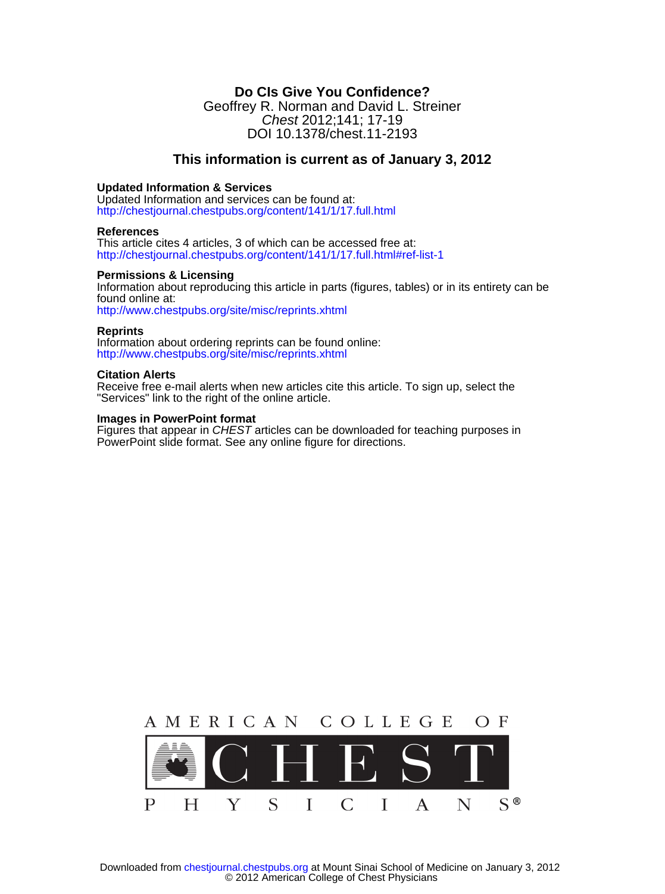# Do CIs Give You Confidence?

Geoffrey R. Norman and David L. Streiner

*Chest* 2012;141; 17-19

DOI 10.1378/chest.11-2193

## This information is current as of January 3, 2012

**Updated Information & Services**

Updated Information and services can be found at:
http://chestjournal.chestpubs.org/content/141/1/17.full.html

**References**

This article cites 4 articles, 3 of which can be accessed free at:
http://chestjournal.chestpubs.org/content/141/1/17.full.html#ref-list-1

**Permissions & Licensing**

Information about reproducing this article in parts (figures, tables) or in its entirety can be found online at:
http://www.chestpubs.org/site/misc/reprints.xhtml

**Reprints**

Information about ordering reprints can be found online:
http://www.chestpubs.org/site/misc/reprints.xhtml

**Citation Alerts**

Receive free e-mail alerts when new articles cite this article. To sign up, select the "Services" link to the right of the online article.

**Images in PowerPoint format**

Figures that appear in *CHEST* articles can be downloaded for teaching purposes in PowerPoint slide format. See any online figure for directions.

AMERICAN COLLEGE OF CHEST PHYSICIANS®

Downloaded from chestjournal.chestpubs.org at Mount Sinai School of Medicine on January 3, 2012
© 2012 American College of Chest Physicians